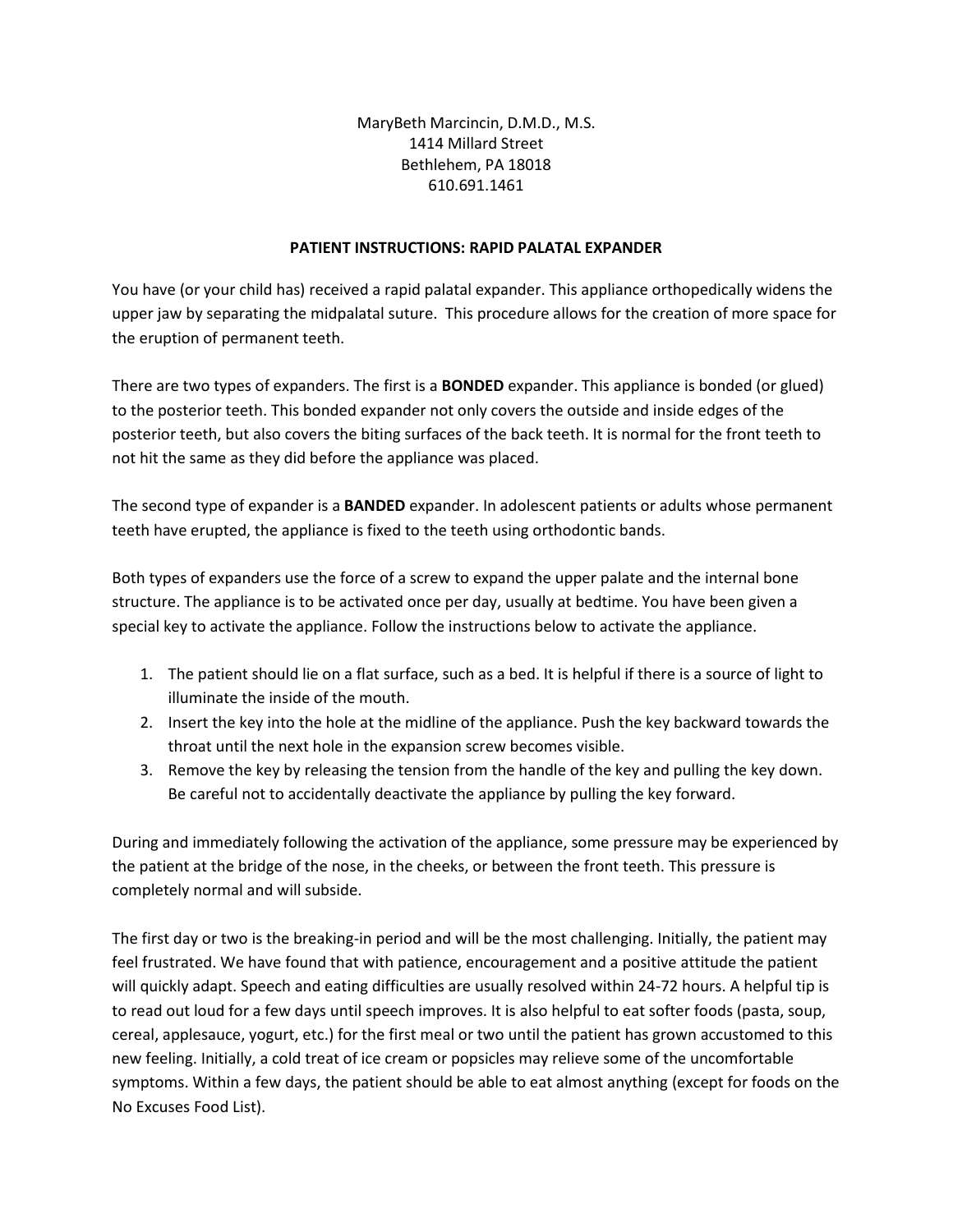MaryBeth Marcincin, D.M.D., M.S.
1414 Millard Street
Bethlehem, PA 18018
610.691.1461

## PATIENT INSTRUCTIONS: RAPID PALATAL EXPANDER

You have (or your child has) received a rapid palatal expander. This appliance orthopedically widens the upper jaw by separating the midpalatal suture. This procedure allows for the creation of more space for the eruption of permanent teeth.

There are two types of expanders. The first is a **BONDED** expander. This appliance is bonded (or glued) to the posterior teeth. This bonded expander not only covers the outside and inside edges of the posterior teeth, but also covers the biting surfaces of the back teeth. It is normal for the front teeth to not hit the same as they did before the appliance was placed.

The second type of expander is a **BANDED** expander. In adolescent patients or adults whose permanent teeth have erupted, the appliance is fixed to the teeth using orthodontic bands.

Both types of expanders use the force of a screw to expand the upper palate and the internal bone structure. The appliance is to be activated once per day, usually at bedtime. You have been given a special key to activate the appliance. Follow the instructions below to activate the appliance.

1. The patient should lie on a flat surface, such as a bed. It is helpful if there is a source of light to illuminate the inside of the mouth.
2. Insert the key into the hole at the midline of the appliance. Push the key backward towards the throat until the next hole in the expansion screw becomes visible.
3. Remove the key by releasing the tension from the handle of the key and pulling the key down. Be careful not to accidentally deactivate the appliance by pulling the key forward.

During and immediately following the activation of the appliance, some pressure may be experienced by the patient at the bridge of the nose, in the cheeks, or between the front teeth. This pressure is completely normal and will subside.

The first day or two is the breaking-in period and will be the most challenging. Initially, the patient may feel frustrated. We have found that with patience, encouragement and a positive attitude the patient will quickly adapt. Speech and eating difficulties are usually resolved within 24-72 hours. A helpful tip is to read out loud for a few days until speech improves. It is also helpful to eat softer foods (pasta, soup, cereal, applesauce, yogurt, etc.) for the first meal or two until the patient has grown accustomed to this new feeling. Initially, a cold treat of ice cream or popsicles may relieve some of the uncomfortable symptoms. Within a few days, the patient should be able to eat almost anything (except for foods on the No Excuses Food List).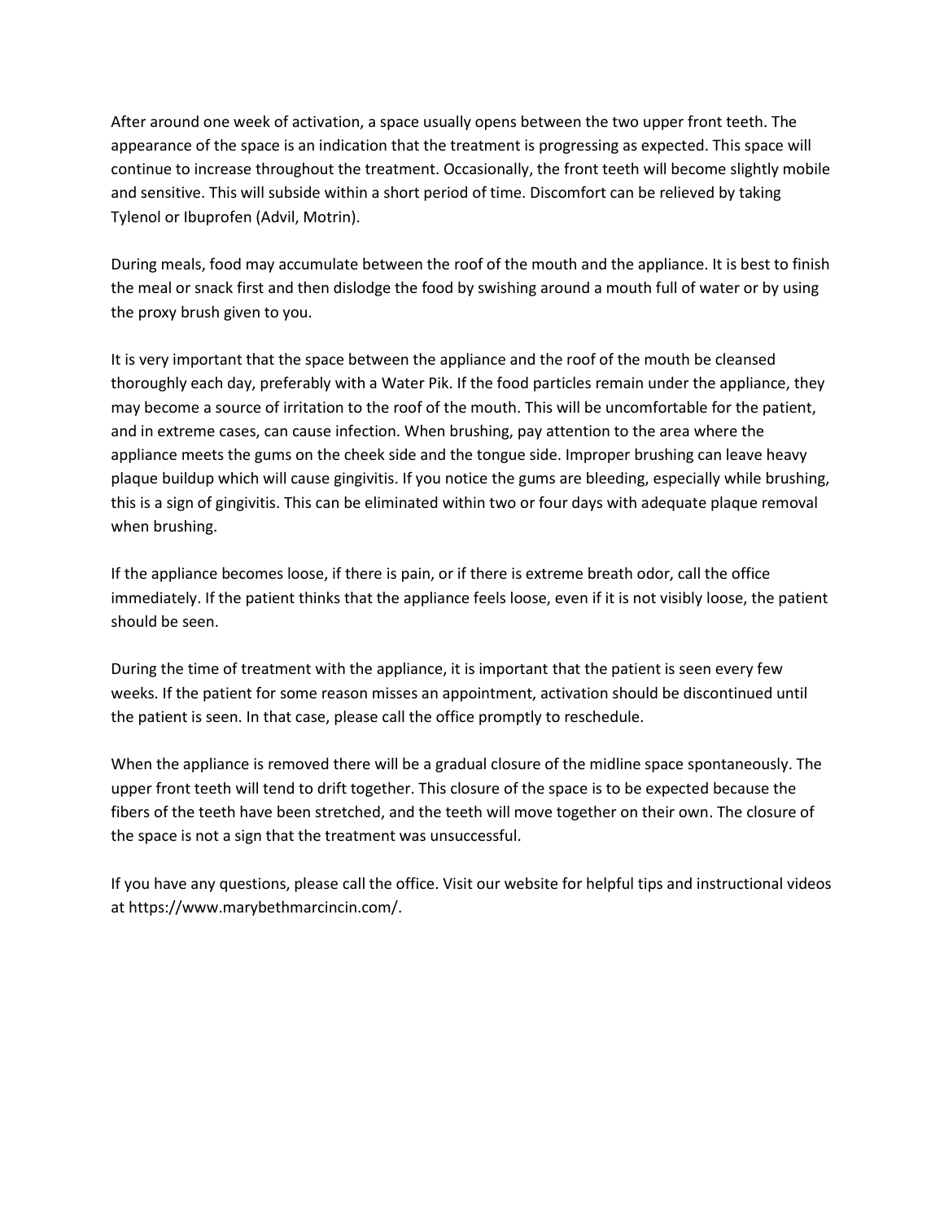After around one week of activation, a space usually opens between the two upper front teeth. The appearance of the space is an indication that the treatment is progressing as expected. This space will continue to increase throughout the treatment. Occasionally, the front teeth will become slightly mobile and sensitive. This will subside within a short period of time. Discomfort can be relieved by taking Tylenol or Ibuprofen (Advil, Motrin).

During meals, food may accumulate between the roof of the mouth and the appliance. It is best to finish the meal or snack first and then dislodge the food by swishing around a mouth full of water or by using the proxy brush given to you.

It is very important that the space between the appliance and the roof of the mouth be cleansed thoroughly each day, preferably with a Water Pik. If the food particles remain under the appliance, they may become a source of irritation to the roof of the mouth. This will be uncomfortable for the patient, and in extreme cases, can cause infection. When brushing, pay attention to the area where the appliance meets the gums on the cheek side and the tongue side. Improper brushing can leave heavy plaque buildup which will cause gingivitis. If you notice the gums are bleeding, especially while brushing, this is a sign of gingivitis. This can be eliminated within two or four days with adequate plaque removal when brushing.

If the appliance becomes loose, if there is pain, or if there is extreme breath odor, call the office immediately. If the patient thinks that the appliance feels loose, even if it is not visibly loose, the patient should be seen.

During the time of treatment with the appliance, it is important that the patient is seen every few weeks. If the patient for some reason misses an appointment, activation should be discontinued until the patient is seen. In that case, please call the office promptly to reschedule.

When the appliance is removed there will be a gradual closure of the midline space spontaneously. The upper front teeth will tend to drift together. This closure of the space is to be expected because the fibers of the teeth have been stretched, and the teeth will move together on their own. The closure of the space is not a sign that the treatment was unsuccessful.

If you have any questions, please call the office. Visit our website for helpful tips and instructional videos at https://www.marybethmarcincin.com/.